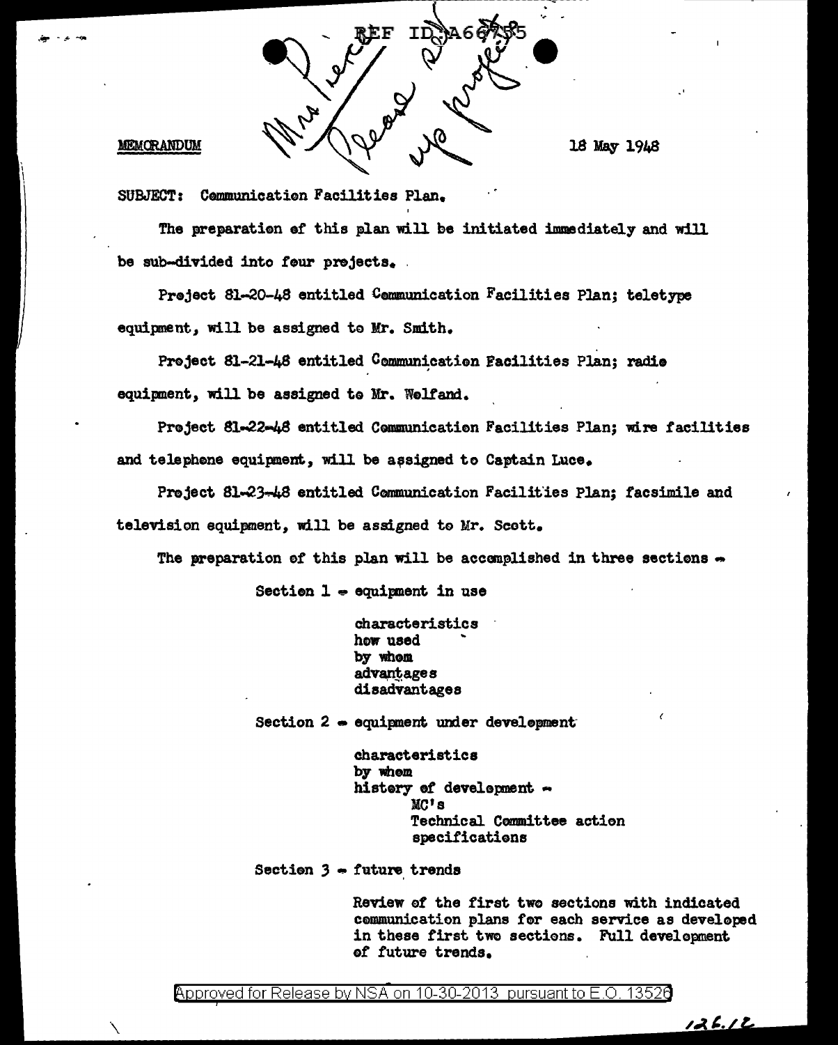**MEMORANDUM** 18 May 1948

SUBJECT: Communication Facilities Plan.

The preparation of this plan will be initiated immediately and will be sub-divided into four projects.

Project 81-20-48 entitled Communication Facilities Plan; teletype equipment, will be assigned to Mr. Smith.

Project 81-21-48 entitled Communication Facilities Plan; radio equipment, will be assigned to Mr. Welfand.

Project 81-22-48 entitled Communication Facilities Plan; wire facilities and telephone equipment, will be assigned to Captain Luce.

Project 81-23-48 entitled Communication Facilities Plan; facsimile and television equipment, will be assigned to Mr. Scott.

The preparation of this plan will be accomplished in three sections -

Section 1 - equipment in use

- characteristics
- how used
- by whom
- advantages
- disadvantages

Section 2 - equipment under development

- characteristics
- by whom
- history of development -
  - MC's
  - Technical Committee action
  - specifications

Section 3 - future trends

Review of the first two sections with indicated communication plans for each service as developed in these first two sections. Full development of future trends.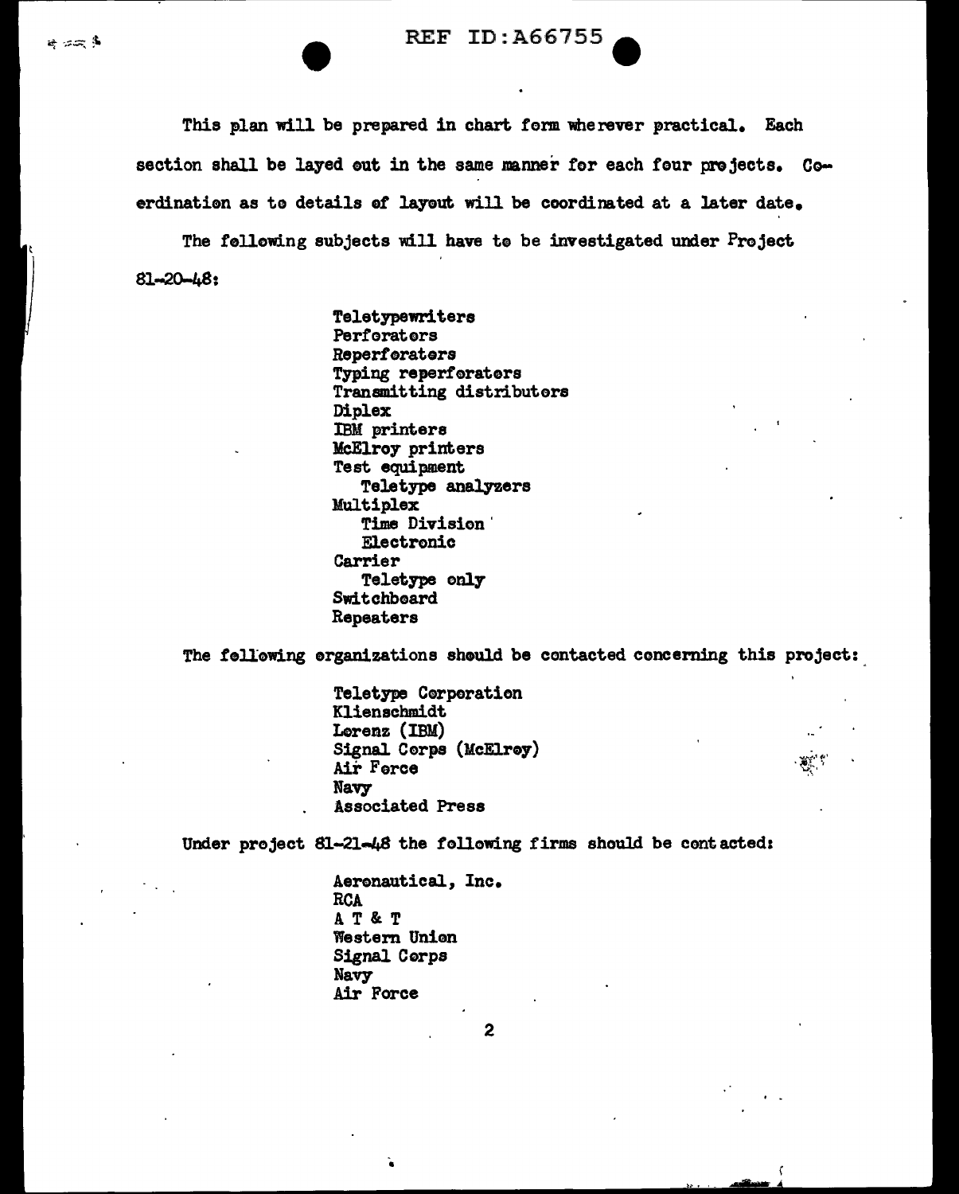This plan will be prepared in chart form wherever practical. Each section shall be layed out in the same manner for each four projects. Coordination as to details of layout will be coordinated at a later date.

The following subjects will have to be investigated under Project 81-20-48:

- Teletypewriters
- Perforators
- Reperforators
- Typing reperforators
- Transmitting distributors
- Diplex
- IBM printers
- McElroy printers
- Test equipment
  - Teletype analyzers
- Multiplex
  - Time Division
  - Electronic
- Carrier
  - Teletype only
- Switchboard
- Repeaters

The following organizations should be contacted concerning this project:

- Teletype Corporation
- Klienschmidt
- Lorenz (IBM)
- Signal Corps (McElroy)
- Air Force
- Navy
- Associated Press

Under project 81-21-48 the following firms should be contacted:

- Aeronautical, Inc.
- RCA
- A T & T
- Western Union
- Signal Corps
- Navy
- Air Force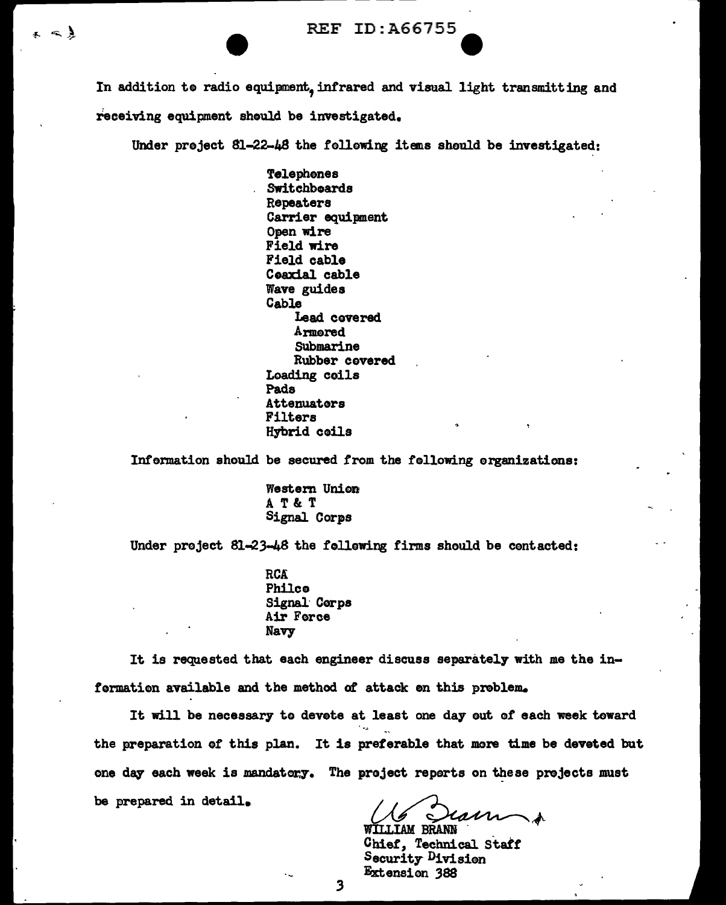In addition to radio equipment, infrared and visual light transmitting and receiving equipment should be investigated.

Under project 81-22-48 the following items should be investigated:

- Telephones
- Switchboards
- Repeaters
- Carrier equipment
- Open wire
- Field wire
- Field cable
- Coaxial cable
- Wave guides
- Cable
  - Lead covered
  - Armored
  - Submarine
  - Rubber covered
- Loading coils
- Pads
- Attenuators
- Filters
- Hybrid coils

Information should be secured from the following organizations:

- Western Union
- A T & T
- Signal Corps

Under project 81-23-48 the following firms should be contacted:

- RCA
- Philco
- Signal Corps
- Air Force
- Navy

It is requested that each engineer discuss separately with me the information available and the method of attack on this problem.

It will be necessary to devote at least one day out of each week toward the preparation of this plan. It is preferable that more time be devoted but one day each week is mandatory. The project reports on these projects must be prepared in detail.

WILLIAM BRANN
Chief, Technical Staff
Security Division
Extension 388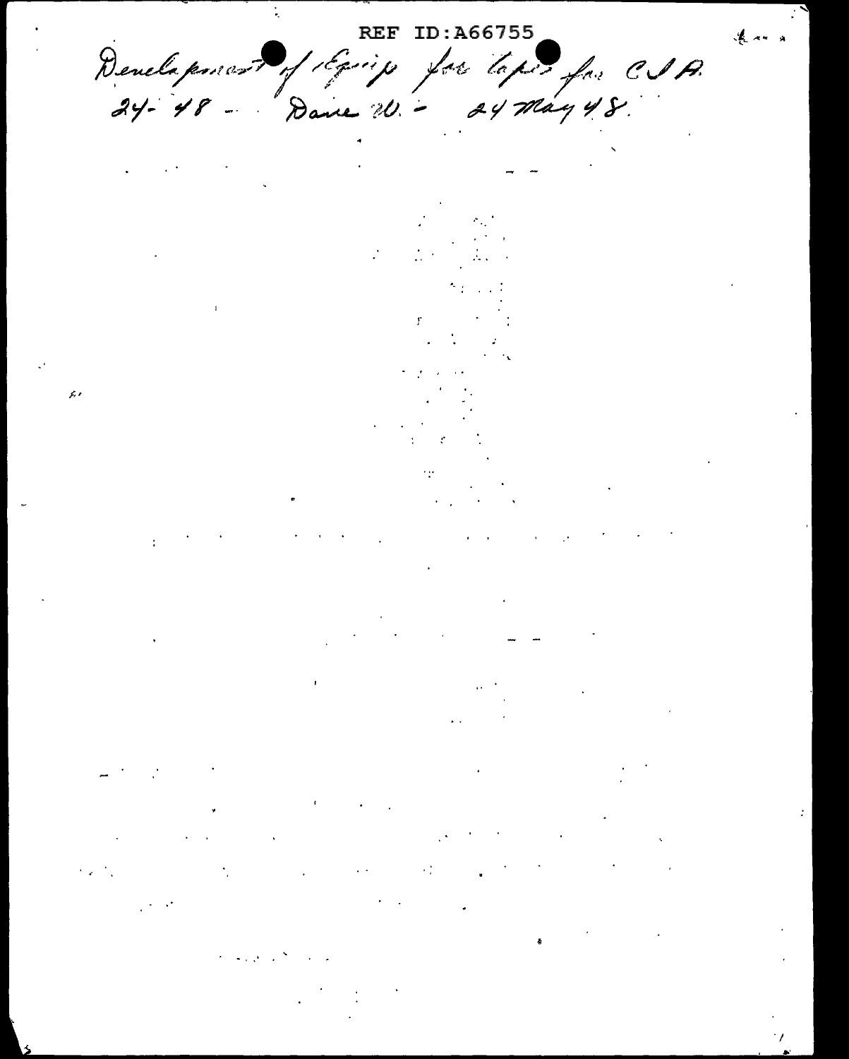REF ID:A66755

Development of Equip for Tapes for CIA.
24-48 - Dave W. - 24 May 48.